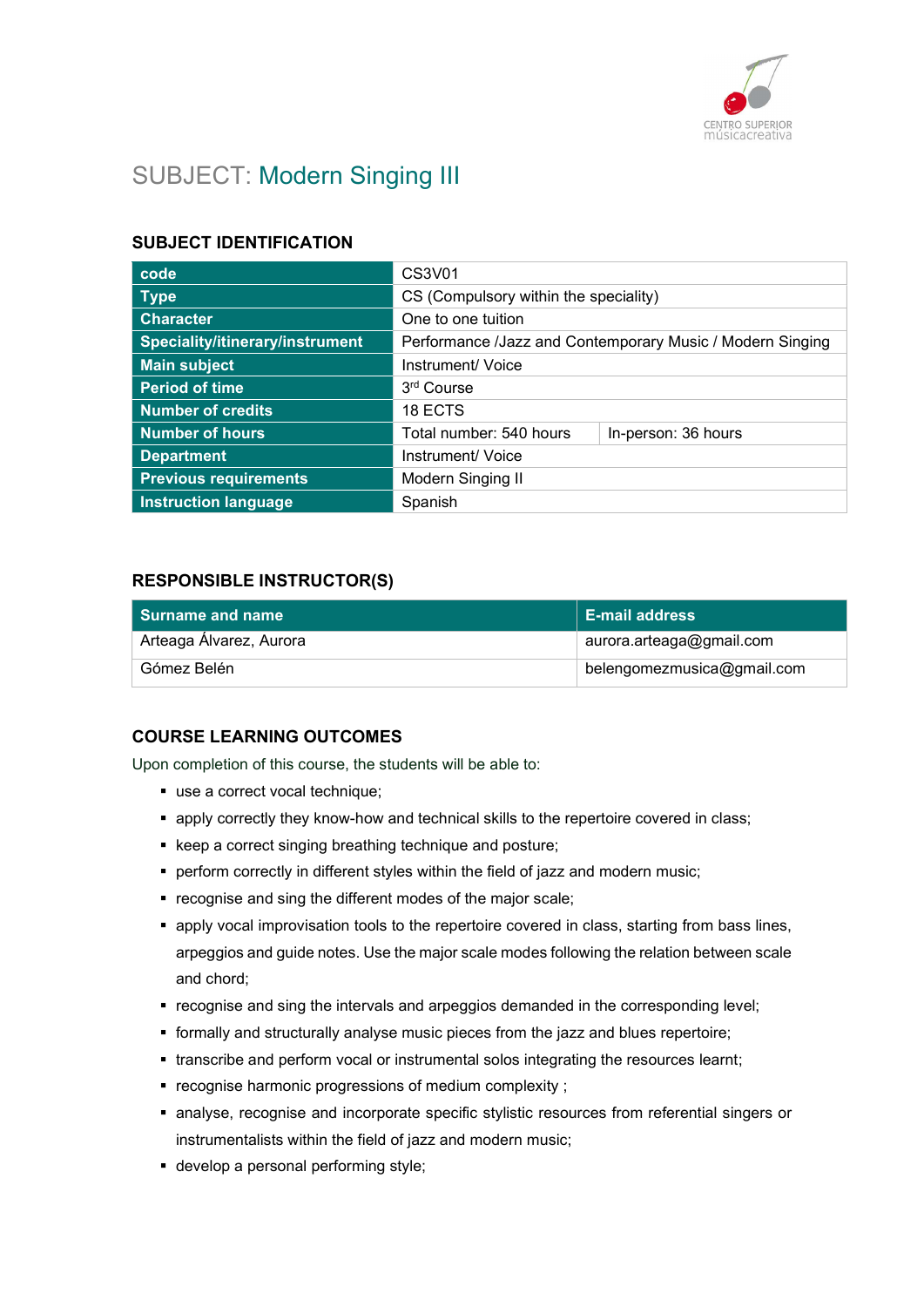# SUBJECT: Modern Singing III

## SUBJECT IDENTIFICATION

| | | |
|---|---|---|
| **code** | CS3V01 | |
| **Type** | CS (Compulsory within the speciality) | |
| **Character** | One to one tuition | |
| **Speciality/itinerary/instrument** | Performance /Jazz and Contemporary Music / Modern Singing | |
| **Main subject** | Instrument/ Voice | |
| **Period of time** | 3rd Course | |
| **Number of credits** | 18 ECTS | |
| **Number of hours** | Total number: 540 hours | In-person: 36 hours |
| **Department** | Instrument/ Voice | |
| **Previous requirements** | Modern Singing II | |
| **Instruction language** | Spanish | |

## RESPONSIBLE INSTRUCTOR(S)

| Surname and name | E-mail address |
|---|---|
| Arteaga Álvarez, Aurora | aurora.arteaga@gmail.com |
| Gómez Belén | belengomezmusica@gmail.com |

## COURSE LEARNING OUTCOMES

Upon completion of this course, the students will be able to:

- use a correct vocal technique;
- apply correctly they know-how and technical skills to the repertoire covered in class;
- keep a correct singing breathing technique and posture;
- perform correctly in different styles within the field of jazz and modern music;
- recognise and sing the different modes of the major scale;
- apply vocal improvisation tools to the repertoire covered in class, starting from bass lines, arpeggios and guide notes. Use the major scale modes following the relation between scale and chord;
- recognise and sing the intervals and arpeggios demanded in the corresponding level;
- formally and structurally analyse music pieces from the jazz and blues repertoire;
- transcribe and perform vocal or instrumental solos integrating the resources learnt;
- recognise harmonic progressions of medium complexity ;
- analyse, recognise and incorporate specific stylistic resources from referential singers or instrumentalists within the field of jazz and modern music;
- develop a personal performing style;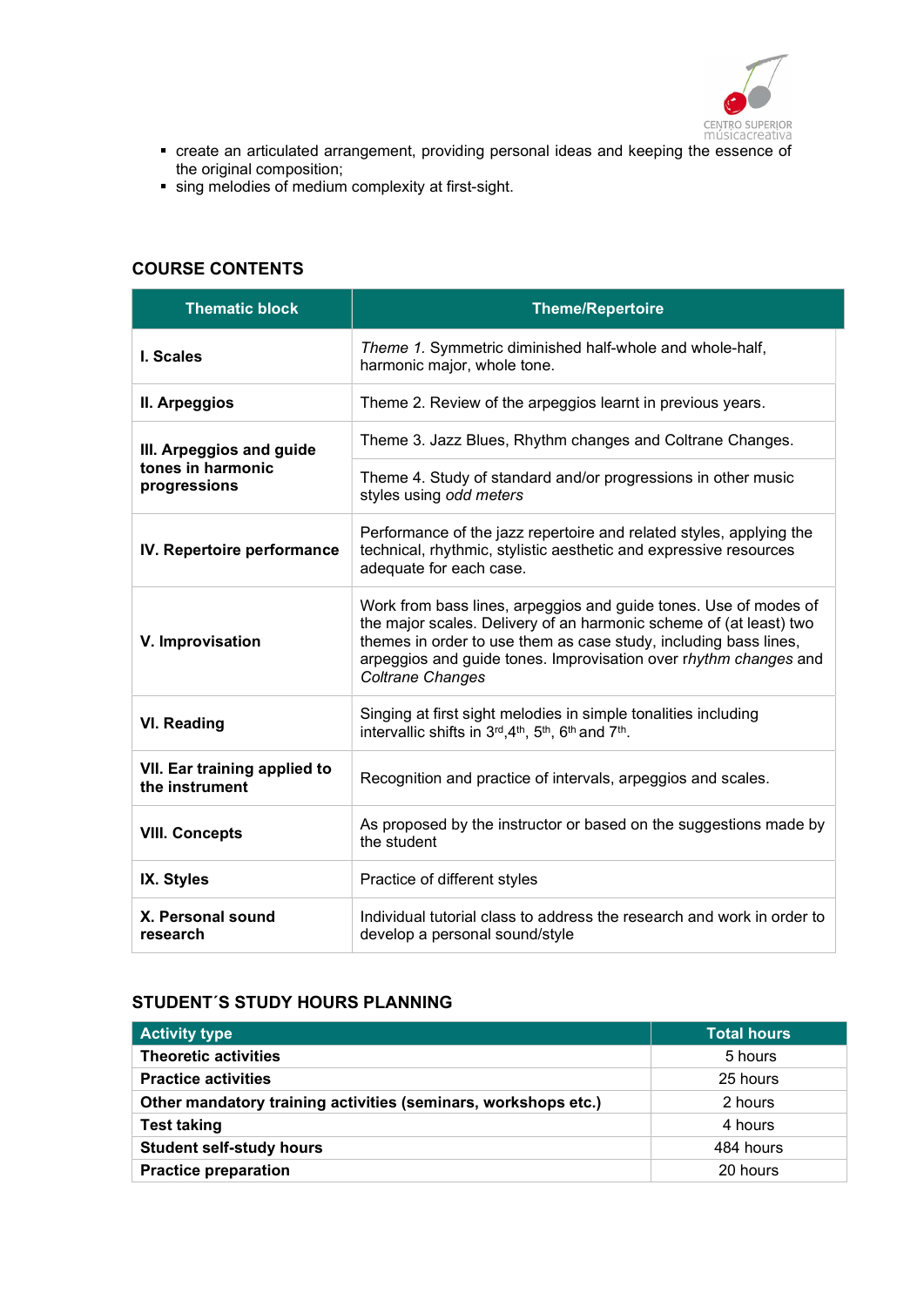- create an articulated arrangement, providing personal ideas and keeping the essence of the original composition;
- sing melodies of medium complexity at first-sight.

## COURSE CONTENTS

| Thematic block | Theme/Repertoire |
|---|---|
| **I. Scales** | *Theme 1.* Symmetric diminished half-whole and whole-half, harmonic major, whole tone. |
| **II. Arpeggios** | Theme 2. Review of the arpeggios learnt in previous years. |
| **III. Arpeggios and guide tones in harmonic progressions** | Theme 3. Jazz Blues, Rhythm changes and Coltrane Changes. |
| | Theme 4. Study of standard and/or progressions in other music styles using *odd meters* |
| **IV. Repertoire performance** | Performance of the jazz repertoire and related styles, applying the technical, rhythmic, stylistic aesthetic and expressive resources adequate for each case. |
| **V. Improvisation** | Work from bass lines, arpeggios and guide tones. Use of modes of the major scales. Delivery of an harmonic scheme of (at least) two themes in order to use them as case study, including bass lines, arpeggios and guide tones. Improvisation over r*hythm changes* and *Coltrane Changes* |
| **VI. Reading** | Singing at first sight melodies in simple tonalities including intervallic shifts in 3rd,4th, 5th, 6th and 7th. |
| **VII. Ear training applied to the instrument** | Recognition and practice of intervals, arpeggios and scales. |
| **VIII. Concepts** | As proposed by the instructor or based on the suggestions made by the student |
| **IX. Styles** | Practice of different styles |
| **X. Personal sound research** | Individual tutorial class to address the research and work in order to develop a personal sound/style |

## STUDENT´S STUDY HOURS PLANNING

| Activity type | Total hours |
|---|---|
| **Theoretic activities** | 5 hours |
| **Practice activities** | 25 hours |
| **Other mandatory training activities (seminars, workshops etc.)** | 2 hours |
| **Test taking** | 4 hours |
| **Student self-study hours** | 484 hours |
| **Practice preparation** | 20 hours |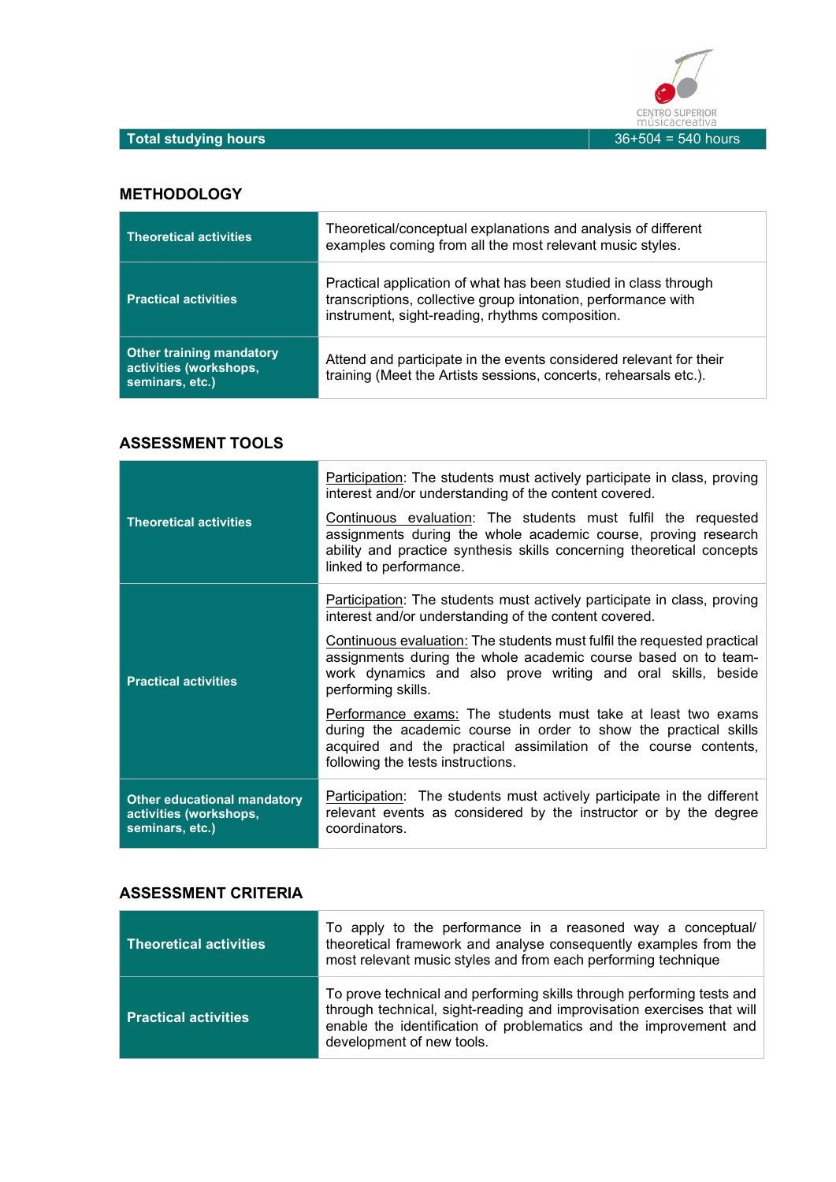| Total studying hours | 36+504 = 540 hours |
|---|---|

## METHODOLOGY

| | |
|---|---|
| **Theoretical activities** | Theoretical/conceptual explanations and analysis of different examples coming from all the most relevant music styles. |
| **Practical activities** | Practical application of what has been studied in class through transcriptions, collective group intonation, performance with instrument, sight-reading, rhythms composition. |
| **Other training mandatory activities (workshops, seminars, etc.)** | Attend and participate in the events considered relevant for their training (Meet the Artists sessions, concerts, rehearsals etc.). |

## ASSESSMENT TOOLS

| | |
|---|---|
| **Theoretical activities** | Participation: The students must actively participate in class, proving interest and/or understanding of the content covered. <br><br> Continuous evaluation: The students must fulfil the requested assignments during the whole academic course, proving research ability and practice synthesis skills concerning theoretical concepts linked to performance. |
| **Practical activities** | Participation: The students must actively participate in class, proving interest and/or understanding of the content covered. <br><br> Continuous evaluation: The students must fulfil the requested practical assignments during the whole academic course based on to team-work dynamics and also prove writing and oral skills, beside performing skills. <br><br> Performance exams: The students must take at least two exams during the academic course in order to show the practical skills acquired and the practical assimilation of the course contents, following the tests instructions. |
| **Other educational mandatory activities (workshops, seminars, etc.)** | Participation: The students must actively participate in the different relevant events as considered by the instructor or by the degree coordinators. |

## ASSESSMENT CRITERIA

| | |
|---|---|
| **Theoretical activities** | To apply to the performance in a reasoned way a conceptual/ theoretical framework and analyse consequently examples from the most relevant music styles and from each performing technique |
| **Practical activities** | To prove technical and performing skills through performing tests and through technical, sight-reading and improvisation exercises that will enable the identification of problematics and the improvement and development of new tools. |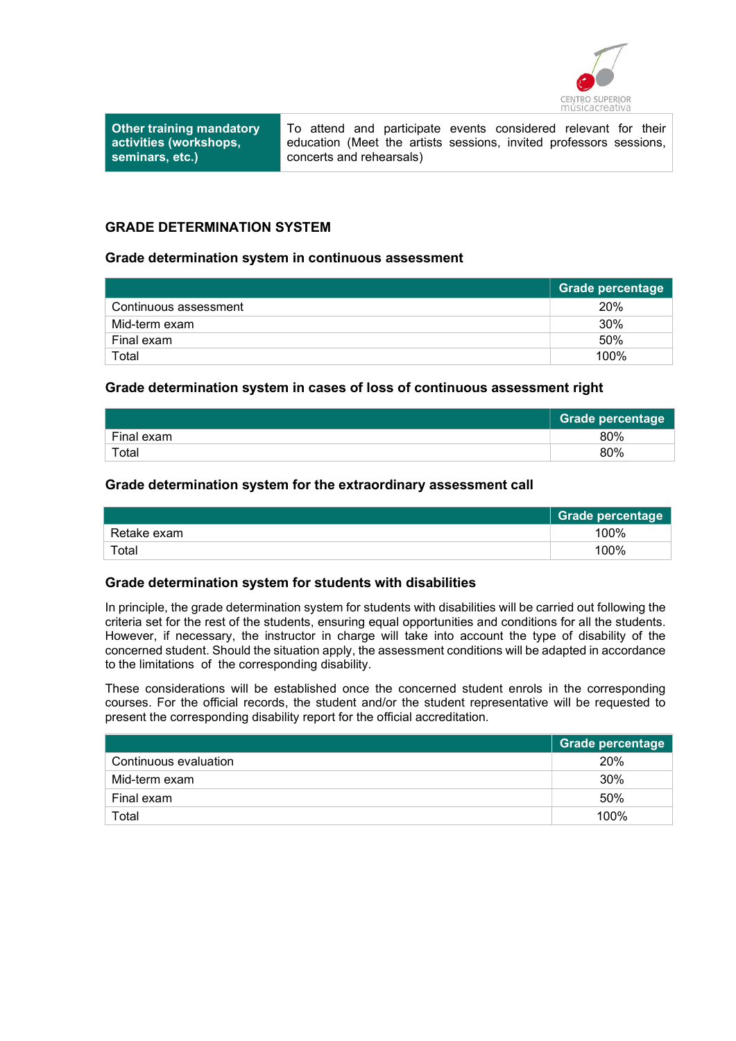| Other training mandatory activities (workshops, seminars, etc.) | To attend and participate events considered relevant for their education (Meet the artists sessions, invited professors sessions, concerts and rehearsals) |
|---|---|

## GRADE DETERMINATION SYSTEM

### Grade determination system in continuous assessment

| | Grade percentage |
|---|---|
| Continuous assessment | 20% |
| Mid-term exam | 30% |
| Final exam | 50% |
| Total | 100% |

### Grade determination system in cases of loss of continuous assessment right

| | Grade percentage |
|---|---|
| Final exam | 80% |
| Total | 80% |

### Grade determination system for the extraordinary assessment call

| | Grade percentage |
|---|---|
| Retake exam | 100% |
| Total | 100% |

### Grade determination system for students with disabilities

In principle, the grade determination system for students with disabilities will be carried out following the criteria set for the rest of the students, ensuring equal opportunities and conditions for all the students. However, if necessary, the instructor in charge will take into account the type of disability of the concerned student. Should the situation apply, the assessment conditions will be adapted in accordance to the limitations of the corresponding disability.

These considerations will be established once the concerned student enrols in the corresponding courses. For the official records, the student and/or the student representative will be requested to present the corresponding disability report for the official accreditation.

| | Grade percentage |
|---|---|
| Continuous evaluation | 20% |
| Mid-term exam | 30% |
| Final exam | 50% |
| Total | 100% |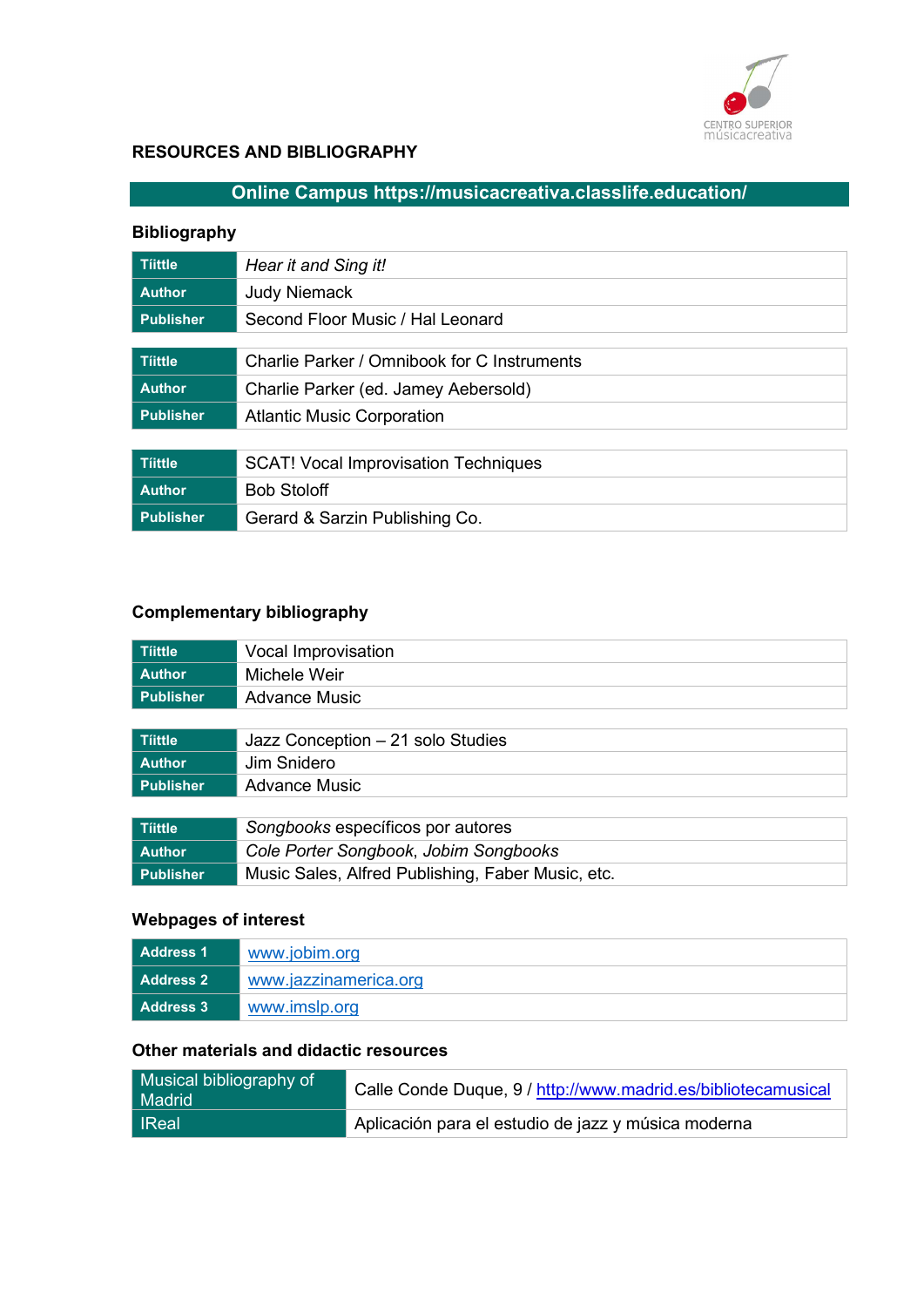## RESOURCES AND BIBLIOGRAPHY

**Online Campus https://musicacreativa.classlife.education/**

### Bibliography

| | |
|---|---|
| **Tiittle** | *Hear it and Sing it!* |
| **Author** | Judy Niemack |
| **Publisher** | Second Floor Music / Hal Leonard |

| | |
|---|---|
| **Tiittle** | Charlie Parker / Omnibook for C Instruments |
| **Author** | Charlie Parker (ed. Jamey Aebersold) |
| **Publisher** | Atlantic Music Corporation |

| | |
|---|---|
| **Tiittle** | SCAT! Vocal Improvisation Techniques |
| **Author** | Bob Stoloff |
| **Publisher** | Gerard & Sarzin Publishing Co. |

### Complementary bibliography

| | |
|---|---|
| **Tiittle** | Vocal Improvisation |
| **Author** | Michele Weir |
| **Publisher** | Advance Music |

| | |
|---|---|
| **Tiittle** | Jazz Conception – 21 solo Studies |
| **Author** | Jim Snidero |
| **Publisher** | Advance Music |

| | |
|---|---|
| **Tiittle** | *Songbooks* específicos por autores |
| **Author** | *Cole Porter Songbook*, *Jobim Songbooks* |
| **Publisher** | Music Sales, Alfred Publishing, Faber Music, etc. |

### Webpages of interest

| | |
|---|---|
| **Address 1** | www.jobim.org |
| **Address 2** | www.jazzinamerica.org |
| **Address 3** | www.imslp.org |

### Other materials and didactic resources

| | |
|---|---|
| Musical bibliography of Madrid | Calle Conde Duque, 9 / http://www.madrid.es/bibliotecamusical |
| IReal | Aplicación para el estudio de jazz y música moderna |